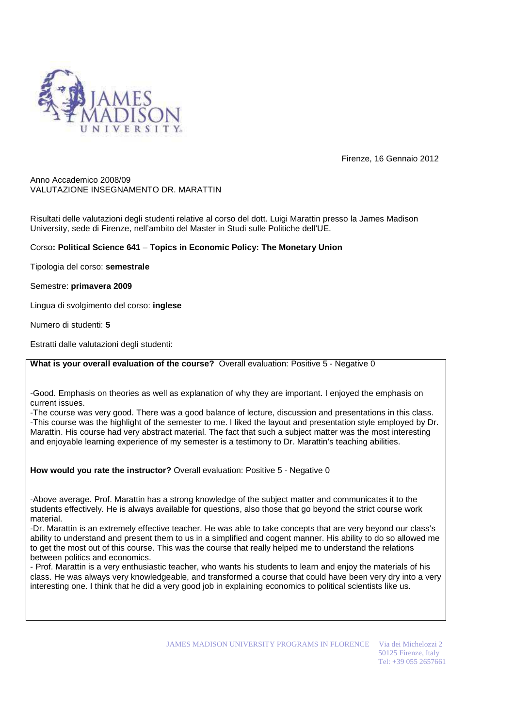JAMES MADISON UNIVERSITY

Firenze, 16 Gennaio 2012

Anno Accademico 2008/09
VALUTAZIONE INSEGNAMENTO DR. MARATTIN

Risultati delle valutazioni degli studenti relative al corso del dott. Luigi Marattin presso la James Madison University, sede di Firenze, nell'ambito del Master in Studi sulle Politiche dell'UE.

Corso**: Political Science 641** – **Topics in Economic Policy: The Monetary Union**

Tipologia del corso: **semestrale**

Semestre: **primavera 2009**

Lingua di svolgimento del corso: **inglese**

Numero di studenti: **5**

Estratti dalle valutazioni degli studenti:

**What is your overall evaluation of the course?** Overall evaluation: Positive 5 - Negative 0

-Good. Emphasis on theories as well as explanation of why they are important. I enjoyed the emphasis on current issues.
-The course was very good. There was a good balance of lecture, discussion and presentations in this class.
-This course was the highlight of the semester to me. I liked the layout and presentation style employed by Dr. Marattin. His course had very abstract material. The fact that such a subject matter was the most interesting and enjoyable learning experience of my semester is a testimony to Dr. Marattin's teaching abilities.

**How would you rate the instructor?** Overall evaluation: Positive 5 - Negative 0

-Above average. Prof. Marattin has a strong knowledge of the subject matter and communicates it to the students effectively. He is always available for questions, also those that go beyond the strict course work material.
-Dr. Marattin is an extremely effective teacher. He was able to take concepts that are very beyond our class's ability to understand and present them to us in a simplified and cogent manner. His ability to do so allowed me to get the most out of this course. This was the course that really helped me to understand the relations between politics and economics.
- Prof. Marattin is a very enthusiastic teacher, who wants his students to learn and enjoy the materials of his class. He was always very knowledgeable, and transformed a course that could have been very dry into a very interesting one. I think that he did a very good job in explaining economics to political scientists like us.

JAMES MADISON UNIVERSITY PROGRAMS IN FLORENCE Via dei Michelozzi 2
50125 Firenze, Italy
Tel: +39 055 2657661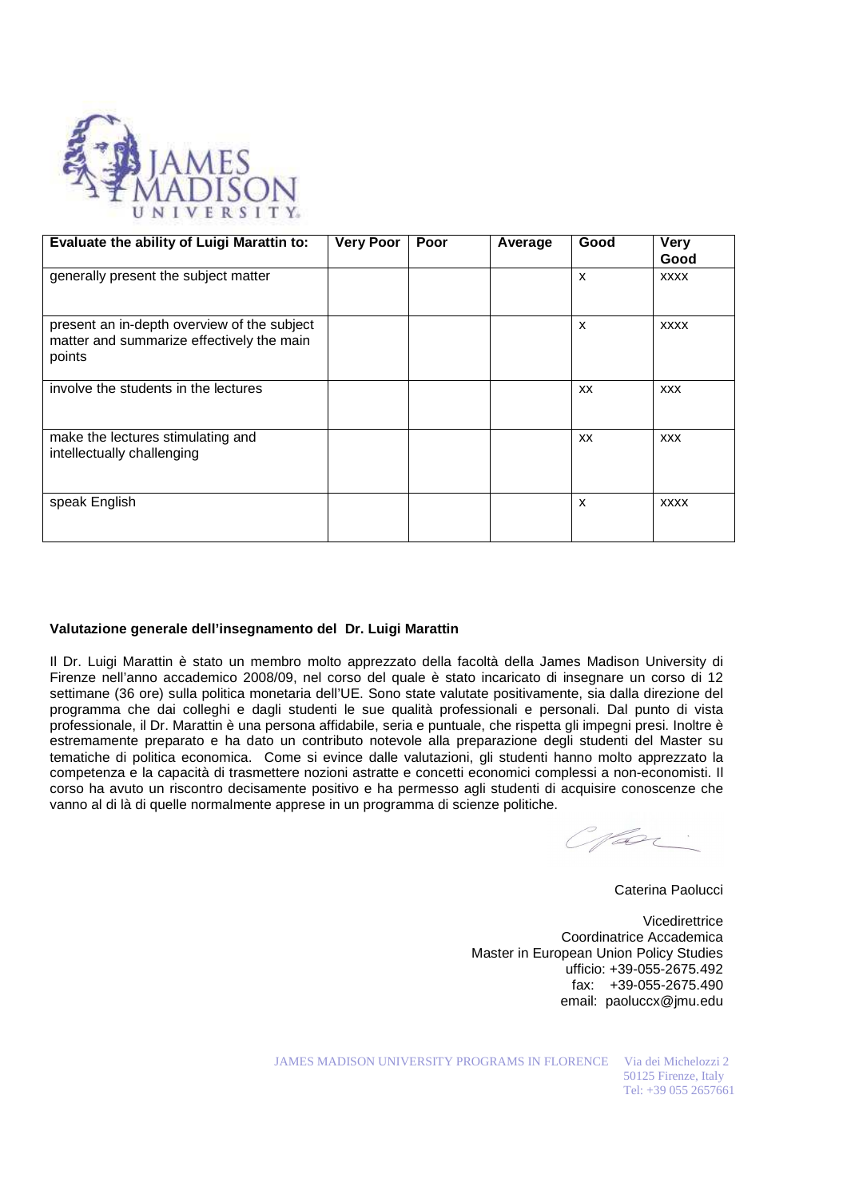JAMES MADISON UNIVERSITY

| Evaluate the ability of Luigi Marattin to: | Very Poor | Poor | Average | Good | Very Good |
|---|---|---|---|---|---|
| generally present the subject matter | | | | x | xxxx |
| present an in-depth overview of the subject matter and summarize effectively the main points | | | | x | xxxx |
| involve the students in the lectures | | | | xx | xxx |
| make the lectures stimulating and intellectually challenging | | | | xx | xxx |
| speak English | | | | x | xxxx |

**Valutazione generale dell'insegnamento del Dr. Luigi Marattin**

Il Dr. Luigi Marattin è stato un membro molto apprezzato della facoltà della James Madison University di Firenze nell'anno accademico 2008/09, nel corso del quale è stato incaricato di insegnare un corso di 12 settimane (36 ore) sulla politica monetaria dell'UE. Sono state valutate positivamente, sia dalla direzione del programma che dai colleghi e dagli studenti le sue qualità professionali e personali. Dal punto di vista professionale, il Dr. Marattin è una persona affidabile, seria e puntuale, che rispetta gli impegni presi. Inoltre è estremamente preparato e ha dato un contributo notevole alla preparazione degli studenti del Master su tematiche di politica economica. Come si evince dalle valutazioni, gli studenti hanno molto apprezzato la competenza e la capacità di trasmettere nozioni astratte e concetti economici complessi a non-economisti. Il corso ha avuto un riscontro decisamente positivo e ha permesso agli studenti di acquisire conoscenze che vanno al di là di quelle normalmente apprese in un programma di scienze politiche.

Caterina Paolucci

Vicedirettrice
Coordinatrice Accademica
Master in European Union Policy Studies
ufficio: +39-055-2675.492
fax: +39-055-2675.490
email: paoluccx@jmu.edu

JAMES MADISON UNIVERSITY PROGRAMS IN FLORENCE Via dei Michelozzi 2
50125 Firenze, Italy
Tel: +39 055 2657661